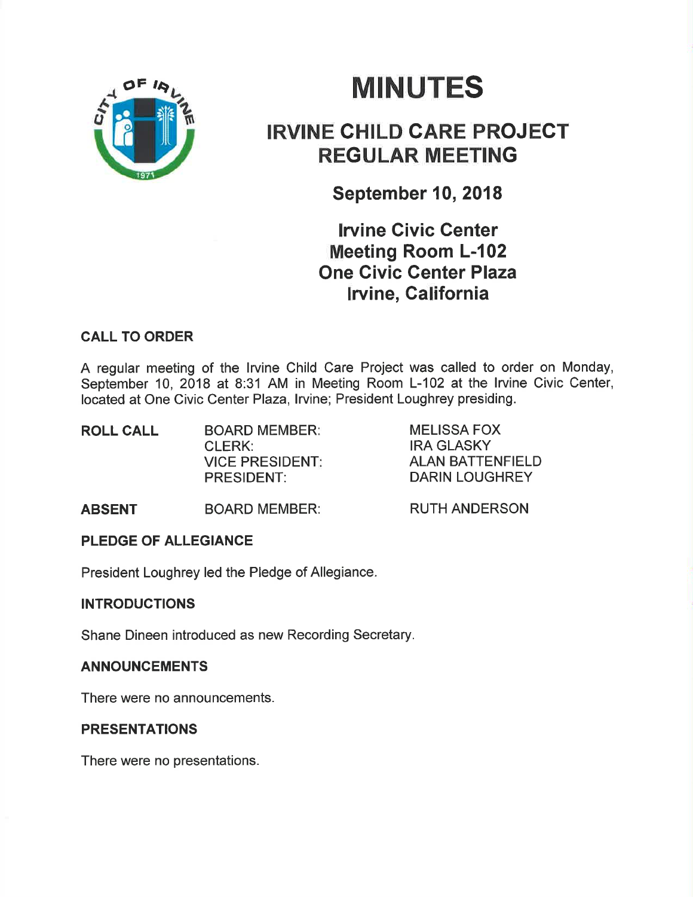# MINUTES

## IRVINE CHILD CARE PROJECT REGULAR MEETING

### September 10, 2018

### Irvine Civic Center
### Meeting Room L-102
### One Civic Center Plaza
### Irvine, California

**CALL TO ORDER**

A regular meeting of the Irvine Child Care Project was called to order on Monday, September 10, 2018 at 8:31 AM in Meeting Room L-102 at the Irvine Civic Center, located at One Civic Center Plaza, Irvine; President Loughrey presiding.

| | | |
|---|---|---|
| **ROLL CALL** | BOARD MEMBER: | MELISSA FOX |
| | CLERK: | IRA GLASKY |
| | VICE PRESIDENT: | ALAN BATTENFIELD |
| | PRESIDENT: | DARIN LOUGHREY |
| **ABSENT** | BOARD MEMBER: | RUTH ANDERSON |

**PLEDGE OF ALLEGIANCE**

President Loughrey led the Pledge of Allegiance.

**INTRODUCTIONS**

Shane Dineen introduced as new Recording Secretary.

**ANNOUNCEMENTS**

There were no announcements.

**PRESENTATIONS**

There were no presentations.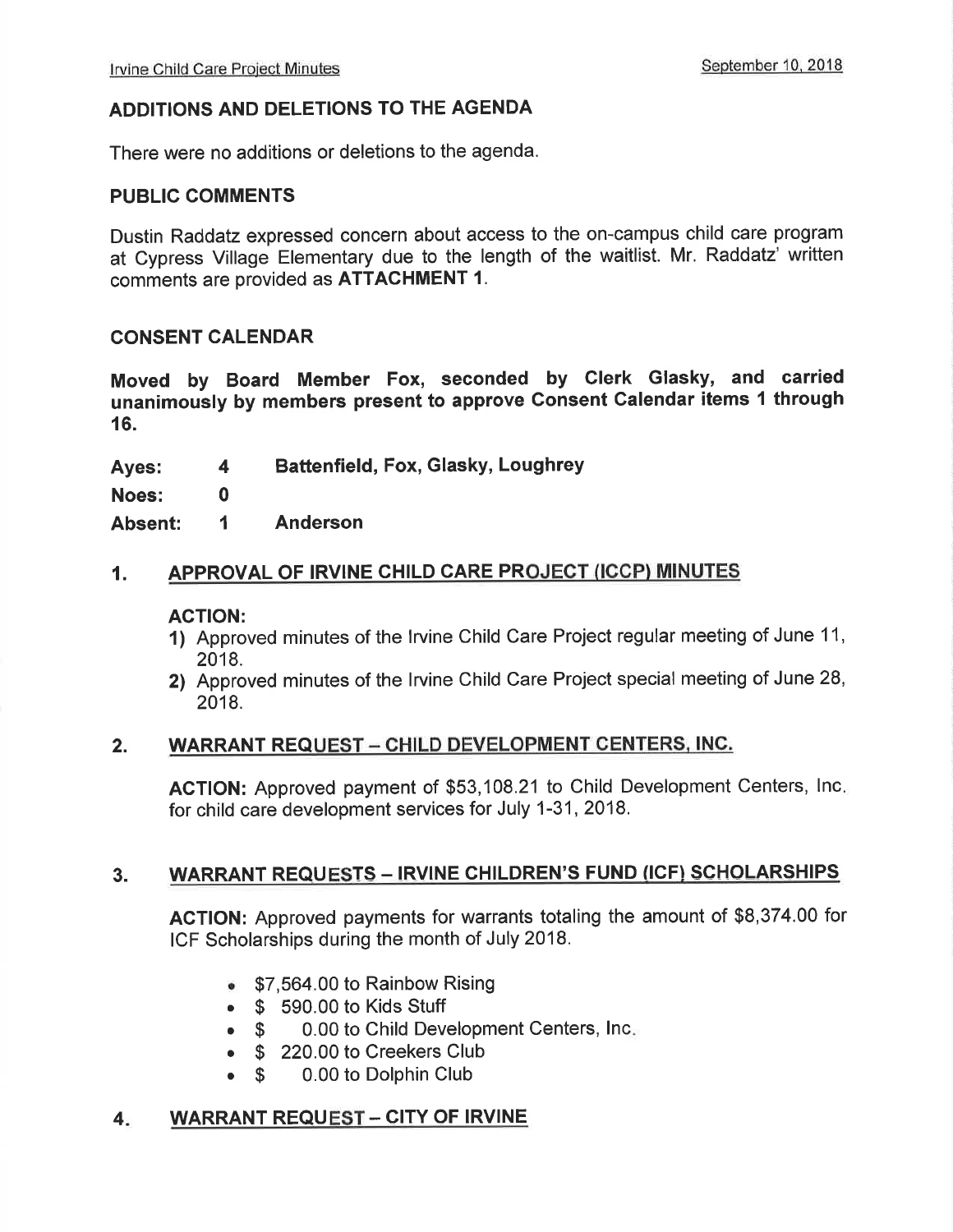## ADDITIONS AND DELETIONS TO THE AGENDA

There were no additions or deletions to the agenda.

## PUBLIC COMMENTS

Dustin Raddatz expressed concern about access to the on-campus child care program at Cypress Village Elementary due to the length of the waitlist. Mr. Raddatz' written comments are provided as **ATTACHMENT 1**.

## CONSENT CALENDAR

**Moved by Board Member Fox, seconded by Clerk Glasky, and carried unanimously by members present to approve Consent Calendar items 1 through 16.**

| | | |
|---|---|---|
| **Ayes:** | **4** | **Battenfield, Fox, Glasky, Loughrey** |
| **Noes:** | **0** | |
| **Absent:** | **1** | **Anderson** |

### 1. APPROVAL OF IRVINE CHILD CARE PROJECT (ICCP) MINUTES

**ACTION:**

1) Approved minutes of the Irvine Child Care Project regular meeting of June 11, 2018.
2) Approved minutes of the Irvine Child Care Project special meeting of June 28, 2018.

### 2. WARRANT REQUEST – CHILD DEVELOPMENT CENTERS, INC.

**ACTION:** Approved payment of $53,108.21 to Child Development Centers, Inc. for child care development services for July 1-31, 2018.

### 3. WARRANT REQUESTS – IRVINE CHILDREN'S FUND (ICF) SCHOLARSHIPS

**ACTION:** Approved payments for warrants totaling the amount of $8,374.00 for ICF Scholarships during the month of July 2018.

- $7,564.00 to Rainbow Rising
- $ 590.00 to Kids Stuff
- $ 0.00 to Child Development Centers, Inc.
- $ 220.00 to Creekers Club
- $ 0.00 to Dolphin Club

### 4. WARRANT REQUEST – CITY OF IRVINE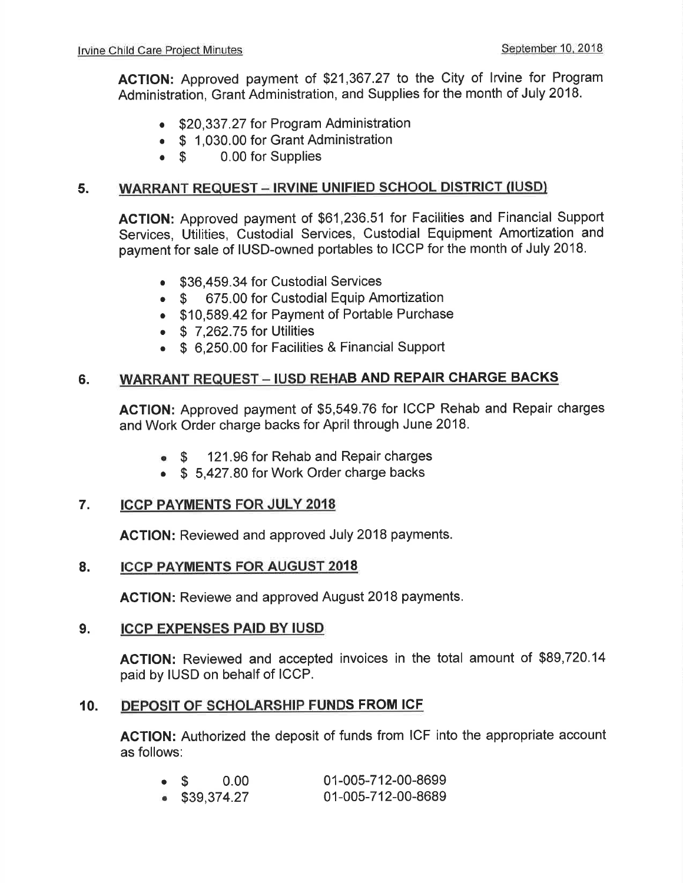**ACTION:** Approved payment of $21,367.27 to the City of Irvine for Program Administration, Grant Administration, and Supplies for the month of July 2018.

- $20,337.27 for Program Administration
- $ 1,030.00 for Grant Administration
- $ 0.00 for Supplies

## 5. WARRANT REQUEST – IRVINE UNIFIED SCHOOL DISTRICT (IUSD)

**ACTION:** Approved payment of $61,236.51 for Facilities and Financial Support Services, Utilities, Custodial Services, Custodial Equipment Amortization and payment for sale of IUSD-owned portables to ICCP for the month of July 2018.

- $36,459.34 for Custodial Services
- $ 675.00 for Custodial Equip Amortization
- $10,589.42 for Payment of Portable Purchase
- $ 7,262.75 for Utilities
- $ 6,250.00 for Facilities & Financial Support

## 6. WARRANT REQUEST – IUSD REHAB AND REPAIR CHARGE BACKS

**ACTION:** Approved payment of $5,549.76 for ICCP Rehab and Repair charges and Work Order charge backs for April through June 2018.

- $ 121.96 for Rehab and Repair charges
- $ 5,427.80 for Work Order charge backs

## 7. ICCP PAYMENTS FOR JULY 2018

**ACTION:** Reviewed and approved July 2018 payments.

## 8. ICCP PAYMENTS FOR AUGUST 2018

**ACTION:** Reviewe and approved August 2018 payments.

## 9. ICCP EXPENSES PAID BY IUSD

**ACTION:** Reviewed and accepted invoices in the total amount of $89,720.14 paid by IUSD on behalf of ICCP.

## 10. DEPOSIT OF SCHOLARSHIP FUNDS FROM ICF

**ACTION:** Authorized the deposit of funds from ICF into the appropriate account as follows:

- $ 0.00 01-005-712-00-8699
- $39,374.27 01-005-712-00-8689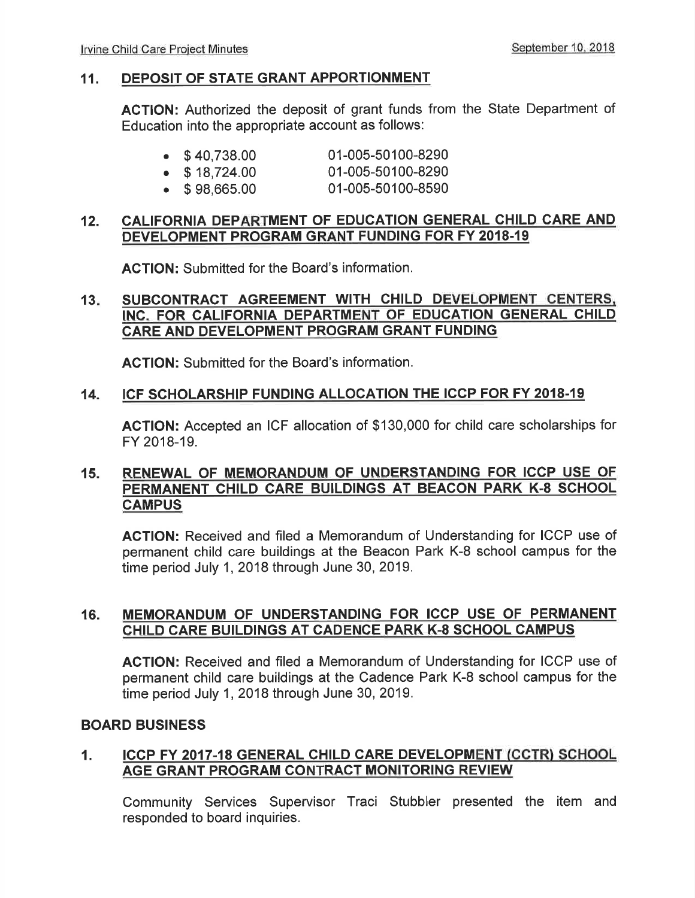## 11. DEPOSIT OF STATE GRANT APPORTIONMENT

**ACTION:** Authorized the deposit of grant funds from the State Department of Education into the appropriate account as follows:

- $ 40,738.00 01-005-50100-8290
- $ 18,724.00 01-005-50100-8290
- $ 98,665.00 01-005-50100-8590

## 12. CALIFORNIA DEPARTMENT OF EDUCATION GENERAL CHILD CARE AND DEVELOPMENT PROGRAM GRANT FUNDING FOR FY 2018-19

**ACTION:** Submitted for the Board's information.

## 13. SUBCONTRACT AGREEMENT WITH CHILD DEVELOPMENT CENTERS, INC. FOR CALIFORNIA DEPARTMENT OF EDUCATION GENERAL CHILD CARE AND DEVELOPMENT PROGRAM GRANT FUNDING

**ACTION:** Submitted for the Board's information.

## 14. ICF SCHOLARSHIP FUNDING ALLOCATION THE ICCP FOR FY 2018-19

**ACTION:** Accepted an ICF allocation of $130,000 for child care scholarships for FY 2018-19.

## 15. RENEWAL OF MEMORANDUM OF UNDERSTANDING FOR ICCP USE OF PERMANENT CHILD CARE BUILDINGS AT BEACON PARK K-8 SCHOOL CAMPUS

**ACTION:** Received and filed a Memorandum of Understanding for ICCP use of permanent child care buildings at the Beacon Park K-8 school campus for the time period July 1, 2018 through June 30, 2019.

## 16. MEMORANDUM OF UNDERSTANDING FOR ICCP USE OF PERMANENT CHILD CARE BUILDINGS AT CADENCE PARK K-8 SCHOOL CAMPUS

**ACTION:** Received and filed a Memorandum of Understanding for ICCP use of permanent child care buildings at the Cadence Park K-8 school campus for the time period July 1, 2018 through June 30, 2019.

# BOARD BUSINESS

## 1. ICCP FY 2017-18 GENERAL CHILD CARE DEVELOPMENT (CCTR) SCHOOL AGE GRANT PROGRAM CONTRACT MONITORING REVIEW

Community Services Supervisor Traci Stubbler presented the item and responded to board inquiries.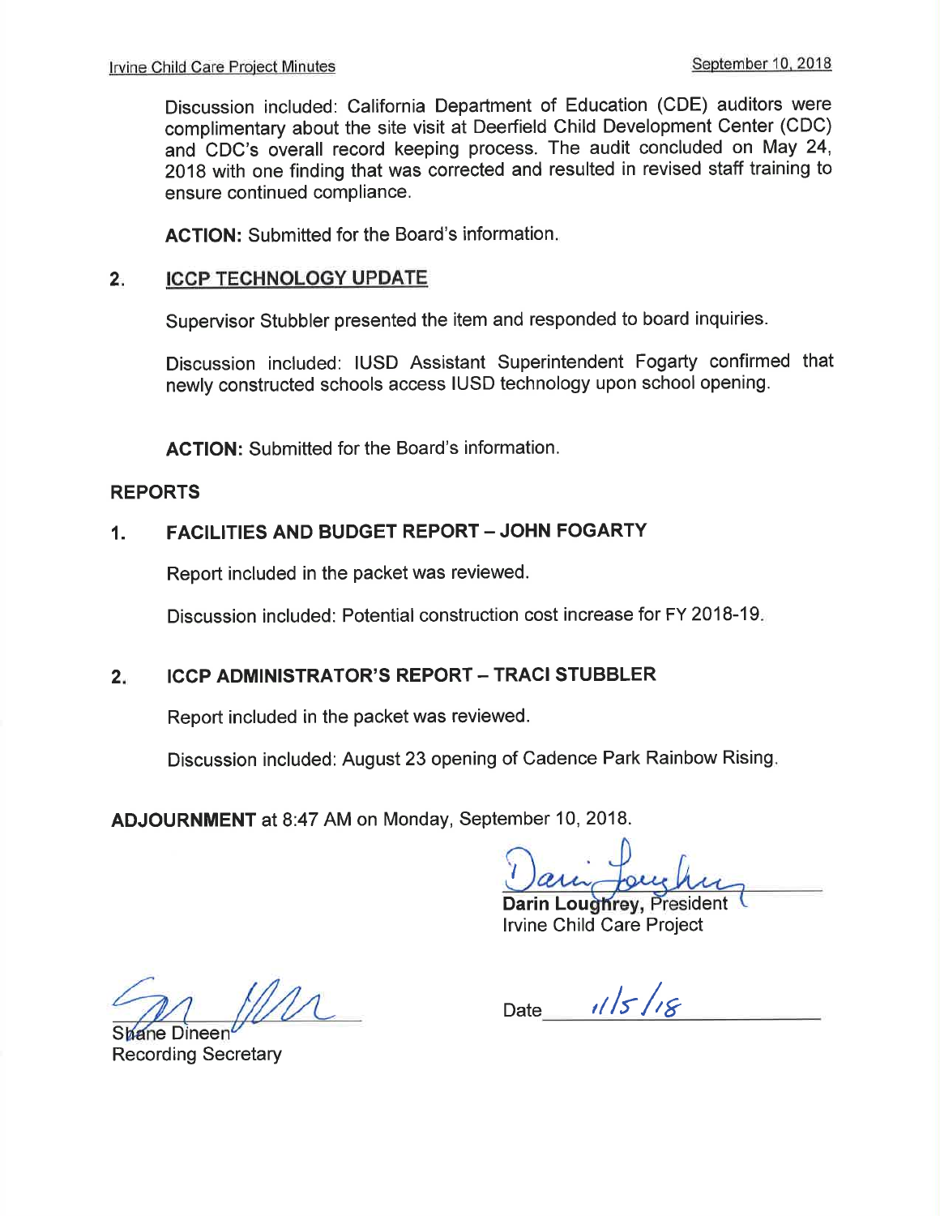Discussion included: California Department of Education (CDE) auditors were complimentary about the site visit at Deerfield Child Development Center (CDC) and CDC's overall record keeping process. The audit concluded on May 24, 2018 with one finding that was corrected and resulted in revised staff training to ensure continued compliance.

**ACTION:** Submitted for the Board's information.

## 2. ICCP TECHNOLOGY UPDATE

Supervisor Stubbler presented the item and responded to board inquiries.

Discussion included: IUSD Assistant Superintendent Fogarty confirmed that newly constructed schools access IUSD technology upon school opening.

**ACTION:** Submitted for the Board's information.

## REPORTS

### 1. FACILITIES AND BUDGET REPORT – JOHN FOGARTY

Report included in the packet was reviewed.

Discussion included: Potential construction cost increase for FY 2018-19.

### 2. ICCP ADMINISTRATOR'S REPORT – TRACI STUBBLER

Report included in the packet was reviewed.

Discussion included: August 23 opening of Cadence Park Rainbow Rising.

**ADJOURNMENT** at 8:47 AM on Monday, September 10, 2018.

**Darin Loughrey,** President
Irvine Child Care Project

Shane Dineen
Recording Secretary

Date 11/5/18